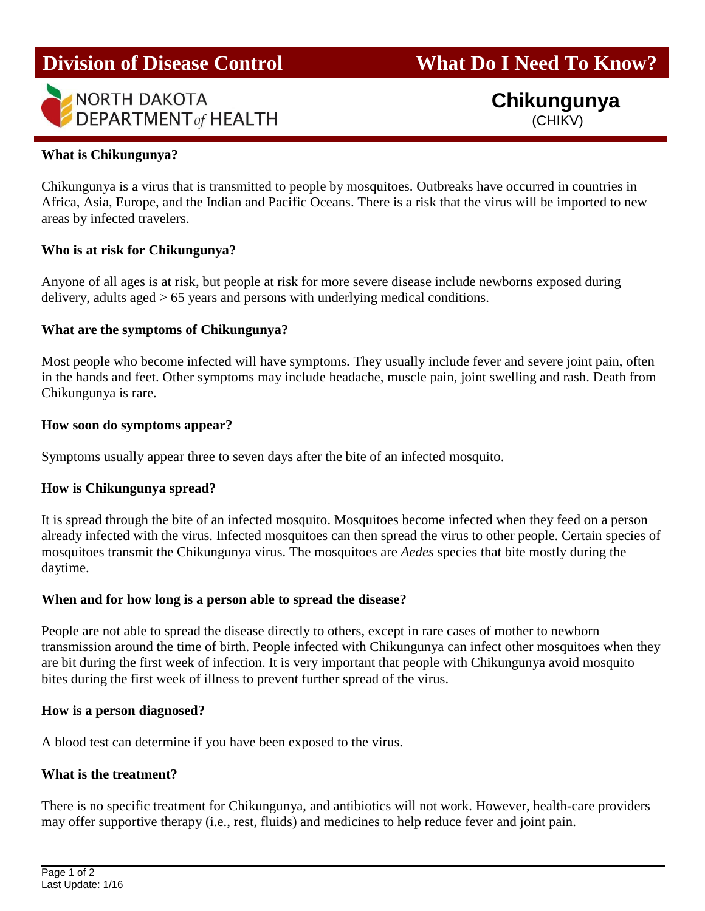# Division of Disease Control — What Do I Need To Know?

NORTH DAKOTA DEPARTMENT *of* HEALTH

## Chikungunya

(CHIKV)

**What is Chikungunya?**

Chikungunya is a virus that is transmitted to people by mosquitoes. Outbreaks have occurred in countries in Africa, Asia, Europe, and the Indian and Pacific Oceans. There is a risk that the virus will be imported to new areas by infected travelers.

**Who is at risk for Chikungunya?**

Anyone of all ages is at risk, but people at risk for more severe disease include newborns exposed during delivery, adults aged $\geq$ 65 years and persons with underlying medical conditions.

**What are the symptoms of Chikungunya?**

Most people who become infected will have symptoms. They usually include fever and severe joint pain, often in the hands and feet. Other symptoms may include headache, muscle pain, joint swelling and rash. Death from Chikungunya is rare.

**How soon do symptoms appear?**

Symptoms usually appear three to seven days after the bite of an infected mosquito.

**How is Chikungunya spread?**

It is spread through the bite of an infected mosquito. Mosquitoes become infected when they feed on a person already infected with the virus. Infected mosquitoes can then spread the virus to other people. Certain species of mosquitoes transmit the Chikungunya virus. The mosquitoes are *Aedes* species that bite mostly during the daytime.

**When and for how long is a person able to spread the disease?**

People are not able to spread the disease directly to others, except in rare cases of mother to newborn transmission around the time of birth. People infected with Chikungunya can infect other mosquitoes when they are bit during the first week of infection. It is very important that people with Chikungunya avoid mosquito bites during the first week of illness to prevent further spread of the virus.

**How is a person diagnosed?**

A blood test can determine if you have been exposed to the virus.

**What is the treatment?**

There is no specific treatment for Chikungunya, and antibiotics will not work. However, health-care providers may offer supportive therapy (i.e., rest, fluids) and medicines to help reduce fever and joint pain.

Last Update: 1/16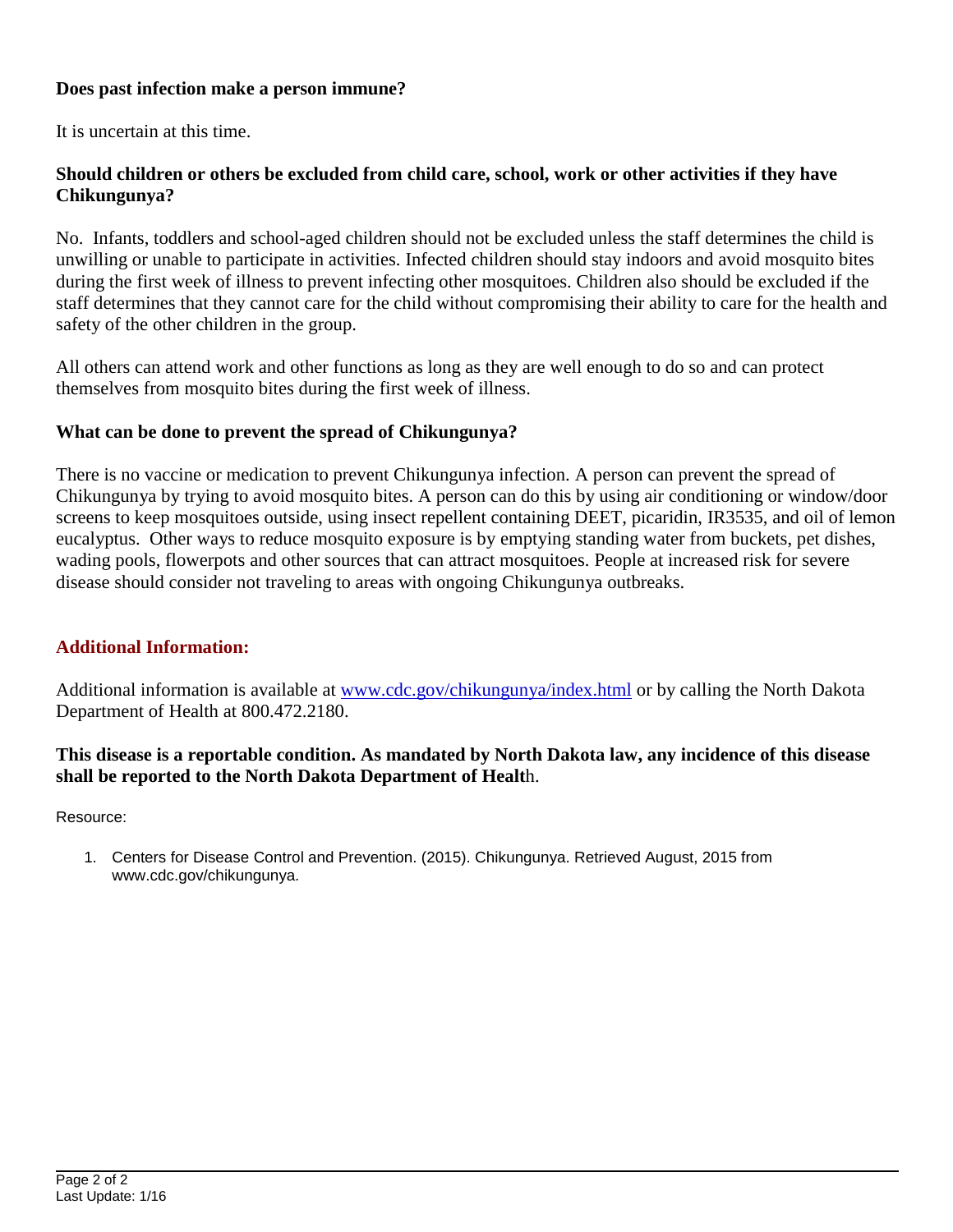**Does past infection make a person immune?**

It is uncertain at this time.

**Should children or others be excluded from child care, school, work or other activities if they have Chikungunya?**

No. Infants, toddlers and school-aged children should not be excluded unless the staff determines the child is unwilling or unable to participate in activities. Infected children should stay indoors and avoid mosquito bites during the first week of illness to prevent infecting other mosquitoes. Children also should be excluded if the staff determines that they cannot care for the child without compromising their ability to care for the health and safety of the other children in the group.

All others can attend work and other functions as long as they are well enough to do so and can protect themselves from mosquito bites during the first week of illness.

**What can be done to prevent the spread of Chikungunya?**

There is no vaccine or medication to prevent Chikungunya infection. A person can prevent the spread of Chikungunya by trying to avoid mosquito bites. A person can do this by using air conditioning or window/door screens to keep mosquitoes outside, using insect repellent containing DEET, picaridin, IR3535, and oil of lemon eucalyptus. Other ways to reduce mosquito exposure is by emptying standing water from buckets, pet dishes, wading pools, flowerpots and other sources that can attract mosquitoes. People at increased risk for severe disease should consider not traveling to areas with ongoing Chikungunya outbreaks.

## Additional Information:

Additional information is available at [www.cdc.gov/chikungunya/index.html](http://www.cdc.gov/chikungunya/index.html) or by calling the North Dakota Department of Health at 800.472.2180.

**This disease is a reportable condition. As mandated by North Dakota law, any incidence of this disease shall be reported to the North Dakota Department of Health.**

Resource:

1. Centers for Disease Control and Prevention. (2015). Chikungunya. Retrieved August, 2015 from www.cdc.gov/chikungunya.

Last Update: 1/16